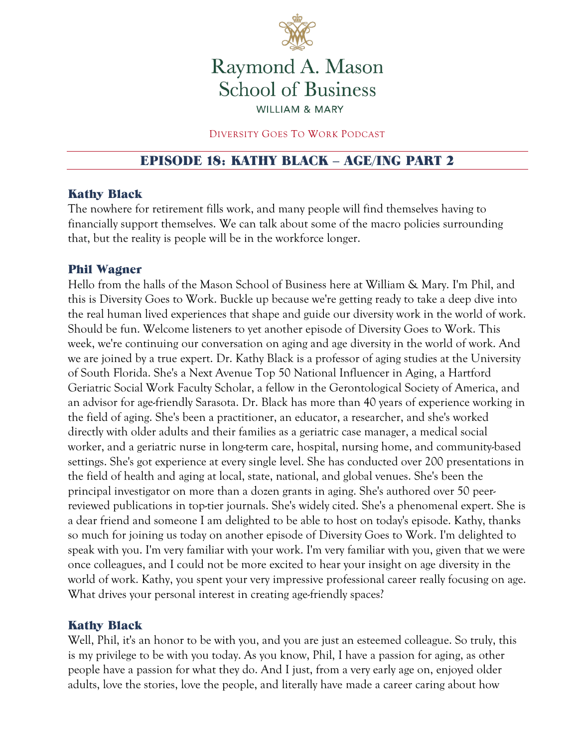Raymond A. Mason
School of Business
WILLIAM & MARY

DIVERSITY GOES TO WORK PODCAST

# EPISODE 18: KATHY BLACK – AGE/ING PART 2

### Kathy Black

The nowhere for retirement fills work, and many people will find themselves having to financially support themselves. We can talk about some of the macro policies surrounding that, but the reality is people will be in the workforce longer.

### Phil Wagner

Hello from the halls of the Mason School of Business here at William & Mary. I'm Phil, and this is Diversity Goes to Work. Buckle up because we're getting ready to take a deep dive into the real human lived experiences that shape and guide our diversity work in the world of work. Should be fun. Welcome listeners to yet another episode of Diversity Goes to Work. This week, we're continuing our conversation on aging and age diversity in the world of work. And we are joined by a true expert. Dr. Kathy Black is a professor of aging studies at the University of South Florida. She's a Next Avenue Top 50 National Influencer in Aging, a Hartford Geriatric Social Work Faculty Scholar, a fellow in the Gerontological Society of America, and an advisor for age-friendly Sarasota. Dr. Black has more than 40 years of experience working in the field of aging. She's been a practitioner, an educator, a researcher, and she's worked directly with older adults and their families as a geriatric case manager, a medical social worker, and a geriatric nurse in long-term care, hospital, nursing home, and community-based settings. She's got experience at every single level. She has conducted over 200 presentations in the field of health and aging at local, state, national, and global venues. She's been the principal investigator on more than a dozen grants in aging. She's authored over 50 peer-reviewed publications in top-tier journals. She's widely cited. She's a phenomenal expert. She is a dear friend and someone I am delighted to be able to host on today's episode. Kathy, thanks so much for joining us today on another episode of Diversity Goes to Work. I'm delighted to speak with you. I'm very familiar with your work. I'm very familiar with you, given that we were once colleagues, and I could not be more excited to hear your insight on age diversity in the world of work. Kathy, you spent your very impressive professional career really focusing on age. What drives your personal interest in creating age-friendly spaces?

### Kathy Black

Well, Phil, it's an honor to be with you, and you are just an esteemed colleague. So truly, this is my privilege to be with you today. As you know, Phil, I have a passion for aging, as other people have a passion for what they do. And I just, from a very early age on, enjoyed older adults, love the stories, love the people, and literally have made a career caring about how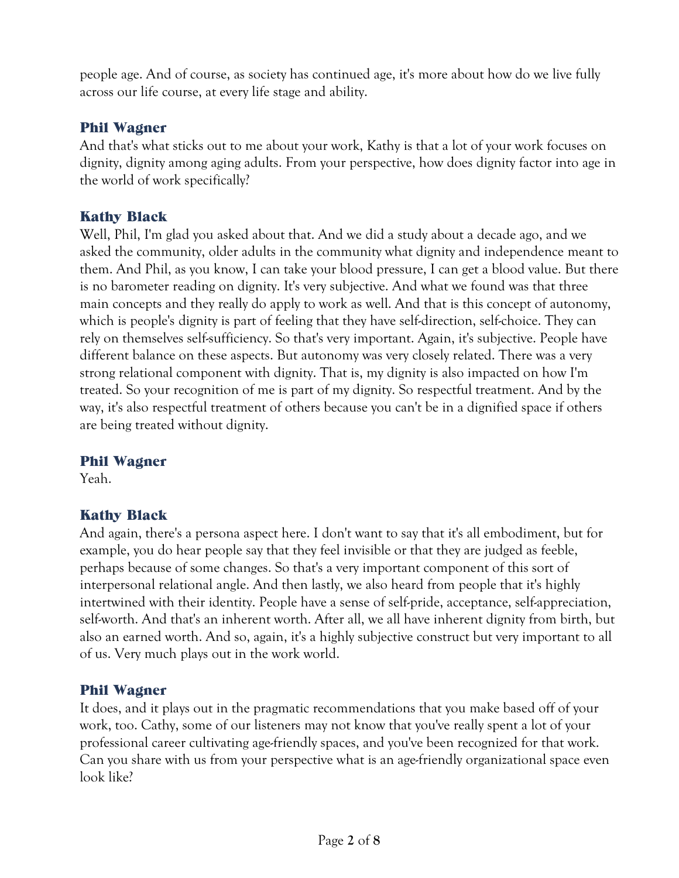people age. And of course, as society has continued age, it's more about how do we live fully across our life course, at every life stage and ability.

### Phil Wagner

And that's what sticks out to me about your work, Kathy is that a lot of your work focuses on dignity, dignity among aging adults. From your perspective, how does dignity factor into age in the world of work specifically?

### Kathy Black

Well, Phil, I'm glad you asked about that. And we did a study about a decade ago, and we asked the community, older adults in the community what dignity and independence meant to them. And Phil, as you know, I can take your blood pressure, I can get a blood value. But there is no barometer reading on dignity. It's very subjective. And what we found was that three main concepts and they really do apply to work as well. And that is this concept of autonomy, which is people's dignity is part of feeling that they have self-direction, self-choice. They can rely on themselves self-sufficiency. So that's very important. Again, it's subjective. People have different balance on these aspects. But autonomy was very closely related. There was a very strong relational component with dignity. That is, my dignity is also impacted on how I'm treated. So your recognition of me is part of my dignity. So respectful treatment. And by the way, it's also respectful treatment of others because you can't be in a dignified space if others are being treated without dignity.

### Phil Wagner

Yeah.

### Kathy Black

And again, there's a persona aspect here. I don't want to say that it's all embodiment, but for example, you do hear people say that they feel invisible or that they are judged as feeble, perhaps because of some changes. So that's a very important component of this sort of interpersonal relational angle. And then lastly, we also heard from people that it's highly intertwined with their identity. People have a sense of self-pride, acceptance, self-appreciation, self-worth. And that's an inherent worth. After all, we all have inherent dignity from birth, but also an earned worth. And so, again, it's a highly subjective construct but very important to all of us. Very much plays out in the work world.

### Phil Wagner

It does, and it plays out in the pragmatic recommendations that you make based off of your work, too. Cathy, some of our listeners may not know that you've really spent a lot of your professional career cultivating age-friendly spaces, and you've been recognized for that work. Can you share with us from your perspective what is an age-friendly organizational space even look like?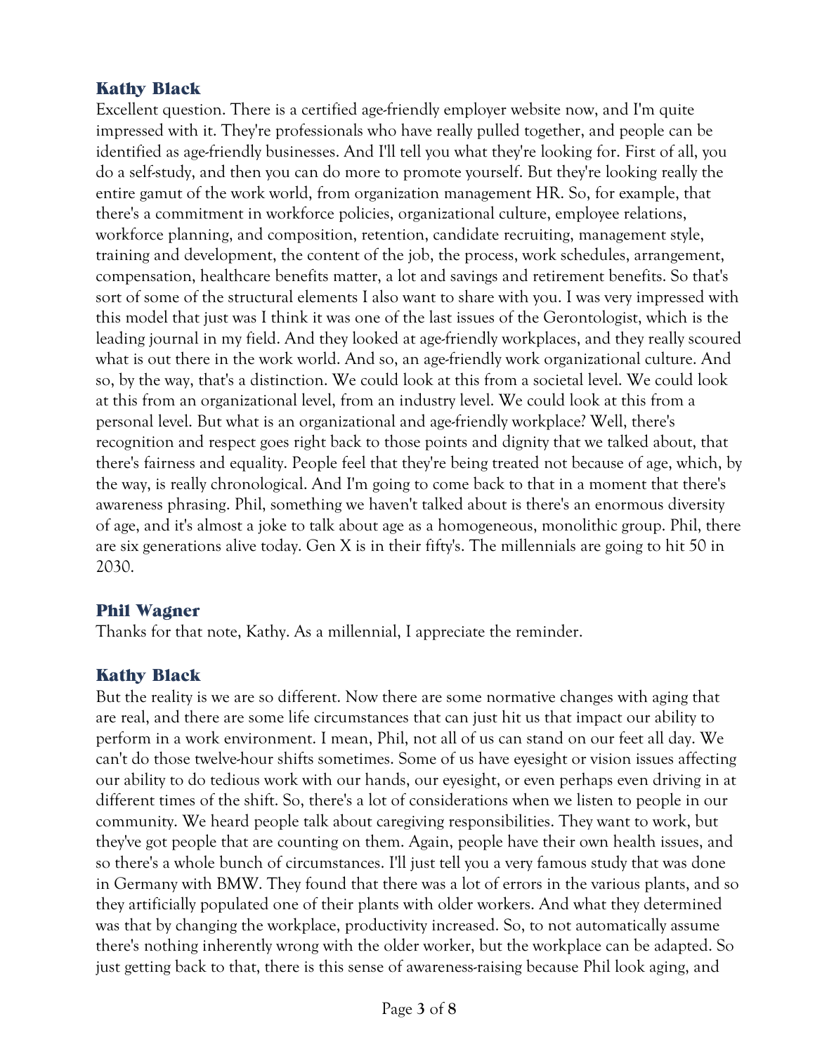### Kathy Black

Excellent question. There is a certified age-friendly employer website now, and I'm quite impressed with it. They're professionals who have really pulled together, and people can be identified as age-friendly businesses. And I'll tell you what they're looking for. First of all, you do a self-study, and then you can do more to promote yourself. But they're looking really the entire gamut of the work world, from organization management HR. So, for example, that there's a commitment in workforce policies, organizational culture, employee relations, workforce planning, and composition, retention, candidate recruiting, management style, training and development, the content of the job, the process, work schedules, arrangement, compensation, healthcare benefits matter, a lot and savings and retirement benefits. So that's sort of some of the structural elements I also want to share with you. I was very impressed with this model that just was I think it was one of the last issues of the Gerontologist, which is the leading journal in my field. And they looked at age-friendly workplaces, and they really scoured what is out there in the work world. And so, an age-friendly work organizational culture. And so, by the way, that's a distinction. We could look at this from a societal level. We could look at this from an organizational level, from an industry level. We could look at this from a personal level. But what is an organizational and age-friendly workplace? Well, there's recognition and respect goes right back to those points and dignity that we talked about, that there's fairness and equality. People feel that they're being treated not because of age, which, by the way, is really chronological. And I'm going to come back to that in a moment that there's awareness phrasing. Phil, something we haven't talked about is there's an enormous diversity of age, and it's almost a joke to talk about age as a homogeneous, monolithic group. Phil, there are six generations alive today. Gen X is in their fifty's. The millennials are going to hit 50 in 2030.

### Phil Wagner

Thanks for that note, Kathy. As a millennial, I appreciate the reminder.

### Kathy Black

But the reality is we are so different. Now there are some normative changes with aging that are real, and there are some life circumstances that can just hit us that impact our ability to perform in a work environment. I mean, Phil, not all of us can stand on our feet all day. We can't do those twelve-hour shifts sometimes. Some of us have eyesight or vision issues affecting our ability to do tedious work with our hands, our eyesight, or even perhaps even driving in at different times of the shift. So, there's a lot of considerations when we listen to people in our community. We heard people talk about caregiving responsibilities. They want to work, but they've got people that are counting on them. Again, people have their own health issues, and so there's a whole bunch of circumstances. I'll just tell you a very famous study that was done in Germany with BMW. They found that there was a lot of errors in the various plants, and so they artificially populated one of their plants with older workers. And what they determined was that by changing the workplace, productivity increased. So, to not automatically assume there's nothing inherently wrong with the older worker, but the workplace can be adapted. So just getting back to that, there is this sense of awareness-raising because Phil look aging, and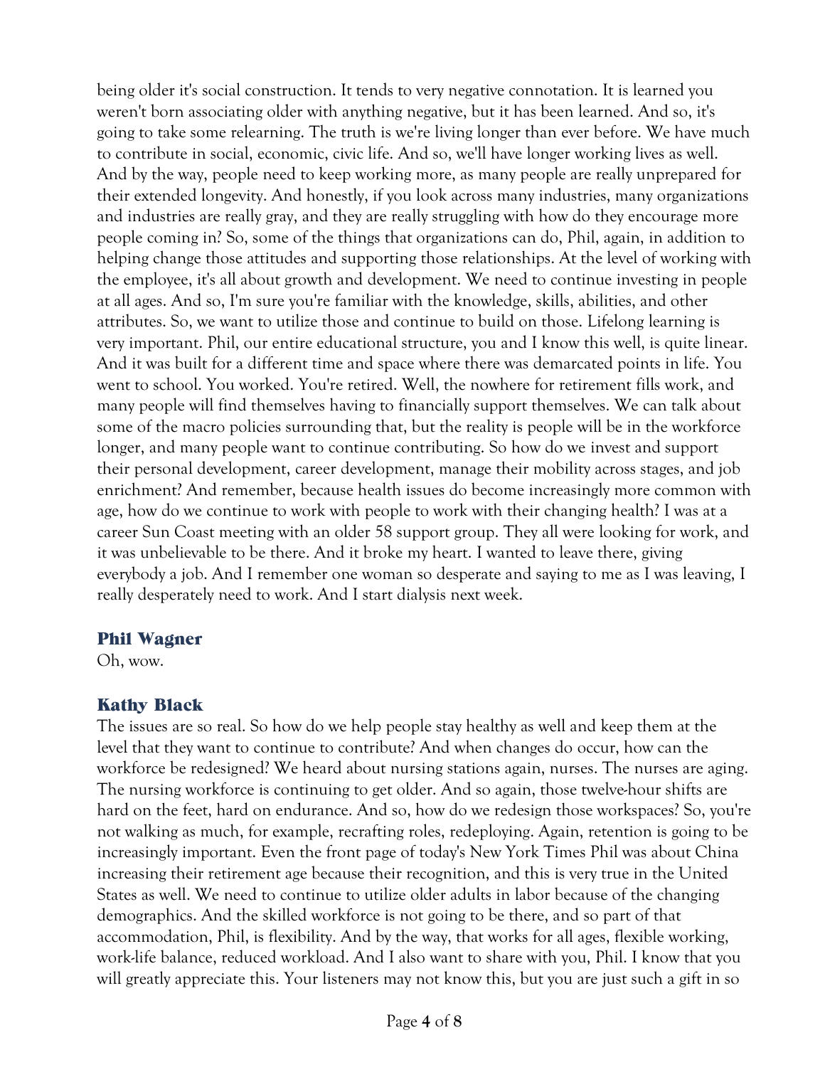being older it's social construction. It tends to very negative connotation. It is learned you weren't born associating older with anything negative, but it has been learned. And so, it's going to take some relearning. The truth is we're living longer than ever before. We have much to contribute in social, economic, civic life. And so, we'll have longer working lives as well. And by the way, people need to keep working more, as many people are really unprepared for their extended longevity. And honestly, if you look across many industries, many organizations and industries are really gray, and they are really struggling with how do they encourage more people coming in? So, some of the things that organizations can do, Phil, again, in addition to helping change those attitudes and supporting those relationships. At the level of working with the employee, it's all about growth and development. We need to continue investing in people at all ages. And so, I'm sure you're familiar with the knowledge, skills, abilities, and other attributes. So, we want to utilize those and continue to build on those. Lifelong learning is very important. Phil, our entire educational structure, you and I know this well, is quite linear. And it was built for a different time and space where there was demarcated points in life. You went to school. You worked. You're retired. Well, the nowhere for retirement fills work, and many people will find themselves having to financially support themselves. We can talk about some of the macro policies surrounding that, but the reality is people will be in the workforce longer, and many people want to continue contributing. So how do we invest and support their personal development, career development, manage their mobility across stages, and job enrichment? And remember, because health issues do become increasingly more common with age, how do we continue to work with people to work with their changing health? I was at a career Sun Coast meeting with an older 58 support group. They all were looking for work, and it was unbelievable to be there. And it broke my heart. I wanted to leave there, giving everybody a job. And I remember one woman so desperate and saying to me as I was leaving, I really desperately need to work. And I start dialysis next week.

### Phil Wagner

Oh, wow.

### Kathy Black

The issues are so real. So how do we help people stay healthy as well and keep them at the level that they want to continue to contribute? And when changes do occur, how can the workforce be redesigned? We heard about nursing stations again, nurses. The nurses are aging. The nursing workforce is continuing to get older. And so again, those twelve-hour shifts are hard on the feet, hard on endurance. And so, how do we redesign those workspaces? So, you're not walking as much, for example, recrafting roles, redeploying. Again, retention is going to be increasingly important. Even the front page of today's New York Times Phil was about China increasing their retirement age because their recognition, and this is very true in the United States as well. We need to continue to utilize older adults in labor because of the changing demographics. And the skilled workforce is not going to be there, and so part of that accommodation, Phil, is flexibility. And by the way, that works for all ages, flexible working, work-life balance, reduced workload. And I also want to share with you, Phil. I know that you will greatly appreciate this. Your listeners may not know this, but you are just such a gift in so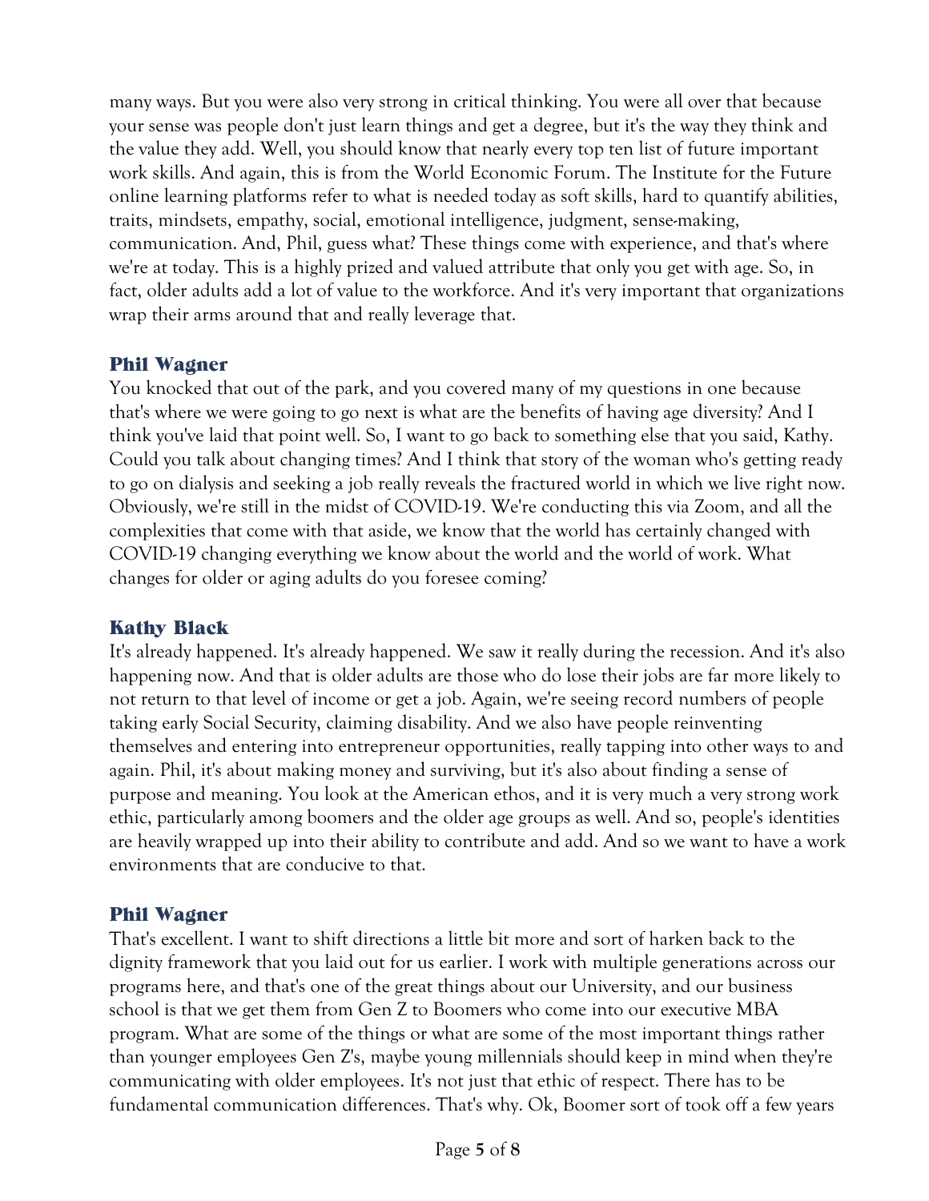many ways. But you were also very strong in critical thinking. You were all over that because your sense was people don't just learn things and get a degree, but it's the way they think and the value they add. Well, you should know that nearly every top ten list of future important work skills. And again, this is from the World Economic Forum. The Institute for the Future online learning platforms refer to what is needed today as soft skills, hard to quantify abilities, traits, mindsets, empathy, social, emotional intelligence, judgment, sense-making, communication. And, Phil, guess what? These things come with experience, and that's where we're at today. This is a highly prized and valued attribute that only you get with age. So, in fact, older adults add a lot of value to the workforce. And it's very important that organizations wrap their arms around that and really leverage that.

### Phil Wagner

You knocked that out of the park, and you covered many of my questions in one because that's where we were going to go next is what are the benefits of having age diversity? And I think you've laid that point well. So, I want to go back to something else that you said, Kathy. Could you talk about changing times? And I think that story of the woman who's getting ready to go on dialysis and seeking a job really reveals the fractured world in which we live right now. Obviously, we're still in the midst of COVID-19. We're conducting this via Zoom, and all the complexities that come with that aside, we know that the world has certainly changed with COVID-19 changing everything we know about the world and the world of work. What changes for older or aging adults do you foresee coming?

### Kathy Black

It's already happened. It's already happened. We saw it really during the recession. And it's also happening now. And that is older adults are those who do lose their jobs are far more likely to not return to that level of income or get a job. Again, we're seeing record numbers of people taking early Social Security, claiming disability. And we also have people reinventing themselves and entering into entrepreneur opportunities, really tapping into other ways to and again. Phil, it's about making money and surviving, but it's also about finding a sense of purpose and meaning. You look at the American ethos, and it is very much a very strong work ethic, particularly among boomers and the older age groups as well. And so, people's identities are heavily wrapped up into their ability to contribute and add. And so we want to have a work environments that are conducive to that.

### Phil Wagner

That's excellent. I want to shift directions a little bit more and sort of harken back to the dignity framework that you laid out for us earlier. I work with multiple generations across our programs here, and that's one of the great things about our University, and our business school is that we get them from Gen Z to Boomers who come into our executive MBA program. What are some of the things or what are some of the most important things rather than younger employees Gen Z's, maybe young millennials should keep in mind when they're communicating with older employees. It's not just that ethic of respect. There has to be fundamental communication differences. That's why. Ok, Boomer sort of took off a few years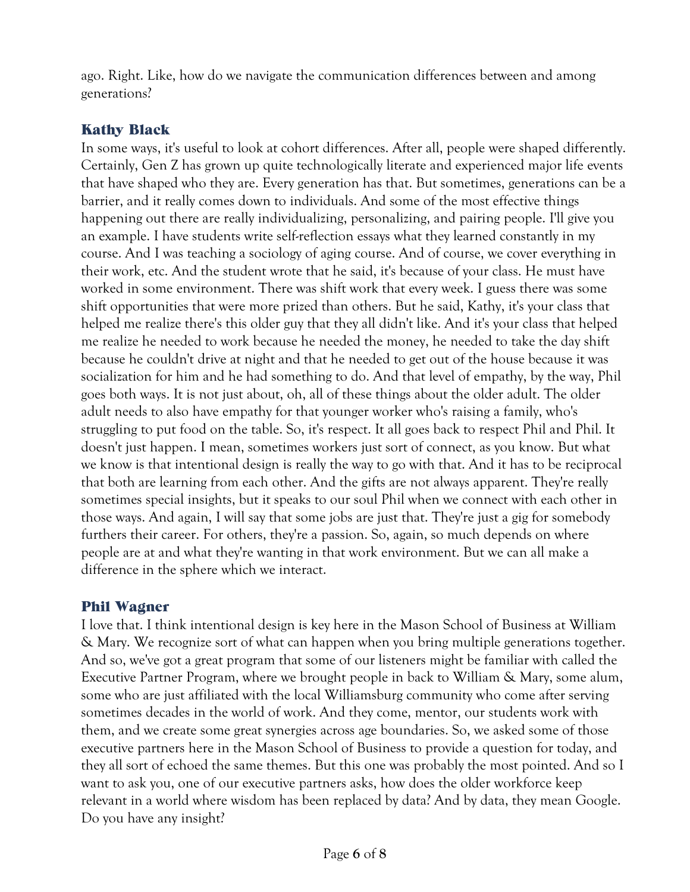ago. Right. Like, how do we navigate the communication differences between and among generations?

### Kathy Black

In some ways, it's useful to look at cohort differences. After all, people were shaped differently. Certainly, Gen Z has grown up quite technologically literate and experienced major life events that have shaped who they are. Every generation has that. But sometimes, generations can be a barrier, and it really comes down to individuals. And some of the most effective things happening out there are really individualizing, personalizing, and pairing people. I'll give you an example. I have students write self-reflection essays what they learned constantly in my course. And I was teaching a sociology of aging course. And of course, we cover everything in their work, etc. And the student wrote that he said, it's because of your class. He must have worked in some environment. There was shift work that every week. I guess there was some shift opportunities that were more prized than others. But he said, Kathy, it's your class that helped me realize there's this older guy that they all didn't like. And it's your class that helped me realize he needed to work because he needed the money, he needed to take the day shift because he couldn't drive at night and that he needed to get out of the house because it was socialization for him and he had something to do. And that level of empathy, by the way, Phil goes both ways. It is not just about, oh, all of these things about the older adult. The older adult needs to also have empathy for that younger worker who's raising a family, who's struggling to put food on the table. So, it's respect. It all goes back to respect Phil and Phil. It doesn't just happen. I mean, sometimes workers just sort of connect, as you know. But what we know is that intentional design is really the way to go with that. And it has to be reciprocal that both are learning from each other. And the gifts are not always apparent. They're really sometimes special insights, but it speaks to our soul Phil when we connect with each other in those ways. And again, I will say that some jobs are just that. They're just a gig for somebody furthers their career. For others, they're a passion. So, again, so much depends on where people are at and what they're wanting in that work environment. But we can all make a difference in the sphere which we interact.

### Phil Wagner

I love that. I think intentional design is key here in the Mason School of Business at William & Mary. We recognize sort of what can happen when you bring multiple generations together. And so, we've got a great program that some of our listeners might be familiar with called the Executive Partner Program, where we brought people in back to William & Mary, some alum, some who are just affiliated with the local Williamsburg community who come after serving sometimes decades in the world of work. And they come, mentor, our students work with them, and we create some great synergies across age boundaries. So, we asked some of those executive partners here in the Mason School of Business to provide a question for today, and they all sort of echoed the same themes. But this one was probably the most pointed. And so I want to ask you, one of our executive partners asks, how does the older workforce keep relevant in a world where wisdom has been replaced by data? And by data, they mean Google. Do you have any insight?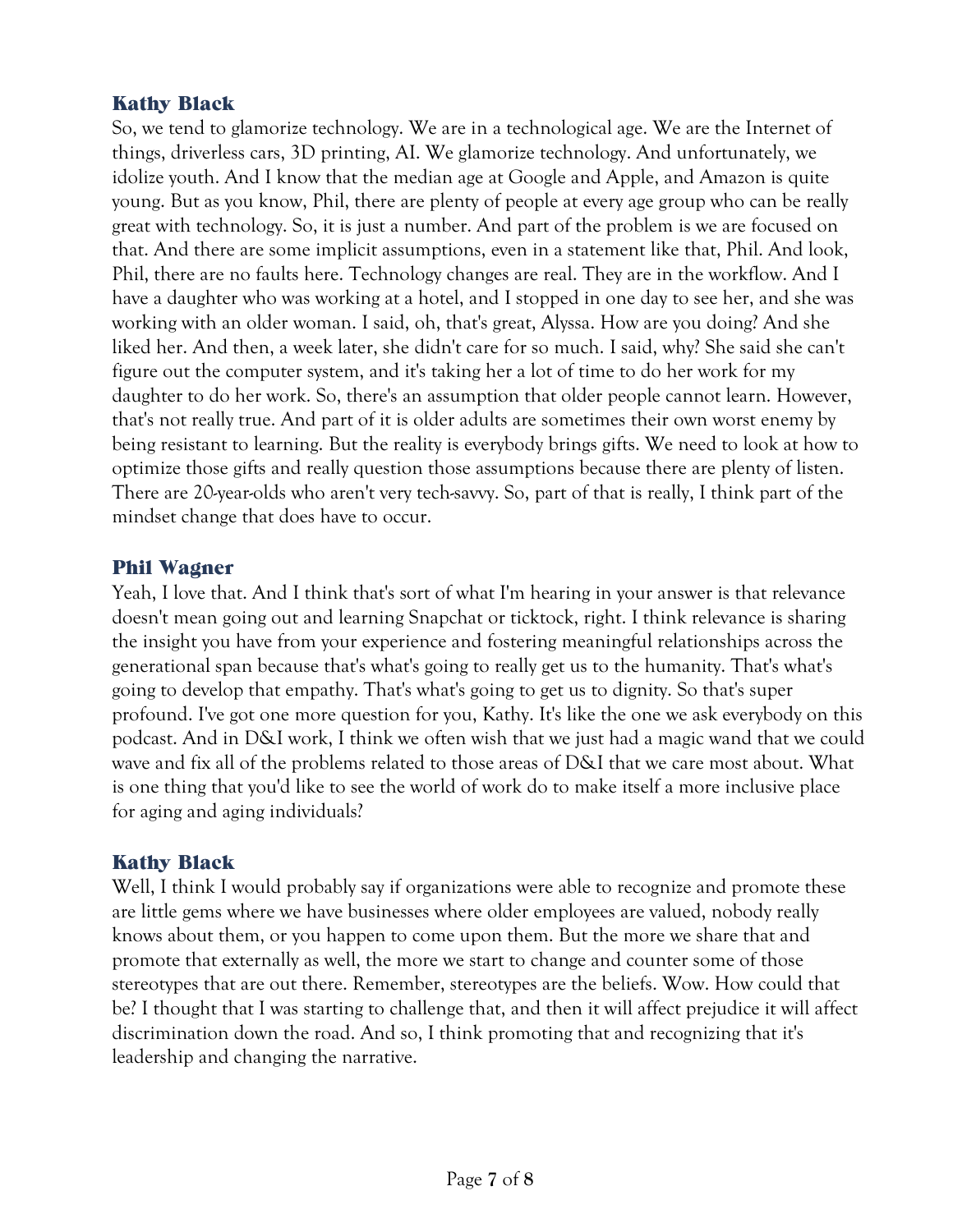### Kathy Black

So, we tend to glamorize technology. We are in a technological age. We are the Internet of things, driverless cars, 3D printing, AI. We glamorize technology. And unfortunately, we idolize youth. And I know that the median age at Google and Apple, and Amazon is quite young. But as you know, Phil, there are plenty of people at every age group who can be really great with technology. So, it is just a number. And part of the problem is we are focused on that. And there are some implicit assumptions, even in a statement like that, Phil. And look, Phil, there are no faults here. Technology changes are real. They are in the workflow. And I have a daughter who was working at a hotel, and I stopped in one day to see her, and she was working with an older woman. I said, oh, that's great, Alyssa. How are you doing? And she liked her. And then, a week later, she didn't care for so much. I said, why? She said she can't figure out the computer system, and it's taking her a lot of time to do her work for my daughter to do her work. So, there's an assumption that older people cannot learn. However, that's not really true. And part of it is older adults are sometimes their own worst enemy by being resistant to learning. But the reality is everybody brings gifts. We need to look at how to optimize those gifts and really question those assumptions because there are plenty of listen. There are 20-year-olds who aren't very tech-savvy. So, part of that is really, I think part of the mindset change that does have to occur.

### Phil Wagner

Yeah, I love that. And I think that's sort of what I'm hearing in your answer is that relevance doesn't mean going out and learning Snapchat or ticktock, right. I think relevance is sharing the insight you have from your experience and fostering meaningful relationships across the generational span because that's what's going to really get us to the humanity. That's what's going to develop that empathy. That's what's going to get us to dignity. So that's super profound. I've got one more question for you, Kathy. It's like the one we ask everybody on this podcast. And in D&I work, I think we often wish that we just had a magic wand that we could wave and fix all of the problems related to those areas of D&I that we care most about. What is one thing that you'd like to see the world of work do to make itself a more inclusive place for aging and aging individuals?

### Kathy Black

Well, I think I would probably say if organizations were able to recognize and promote these are little gems where we have businesses where older employees are valued, nobody really knows about them, or you happen to come upon them. But the more we share that and promote that externally as well, the more we start to change and counter some of those stereotypes that are out there. Remember, stereotypes are the beliefs. Wow. How could that be? I thought that I was starting to challenge that, and then it will affect prejudice it will affect discrimination down the road. And so, I think promoting that and recognizing that it's leadership and changing the narrative.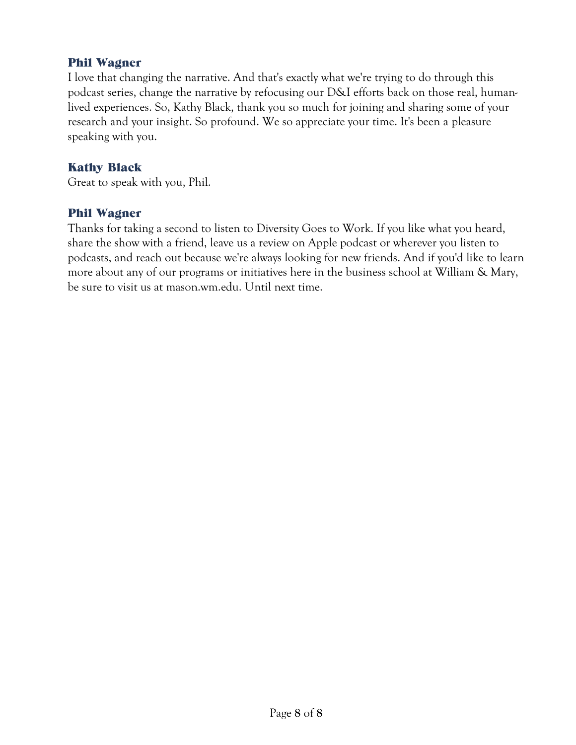**Phil Wagner**

I love that changing the narrative. And that's exactly what we're trying to do through this podcast series, change the narrative by refocusing our D&I efforts back on those real, human-lived experiences. So, Kathy Black, thank you so much for joining and sharing some of your research and your insight. So profound. We so appreciate your time. It's been a pleasure speaking with you.

**Kathy Black**

Great to speak with you, Phil.

**Phil Wagner**

Thanks for taking a second to listen to Diversity Goes to Work. If you like what you heard, share the show with a friend, leave us a review on Apple podcast or wherever you listen to podcasts, and reach out because we're always looking for new friends. And if you'd like to learn more about any of our programs or initiatives here in the business school at William & Mary, be sure to visit us at mason.wm.edu. Until next time.